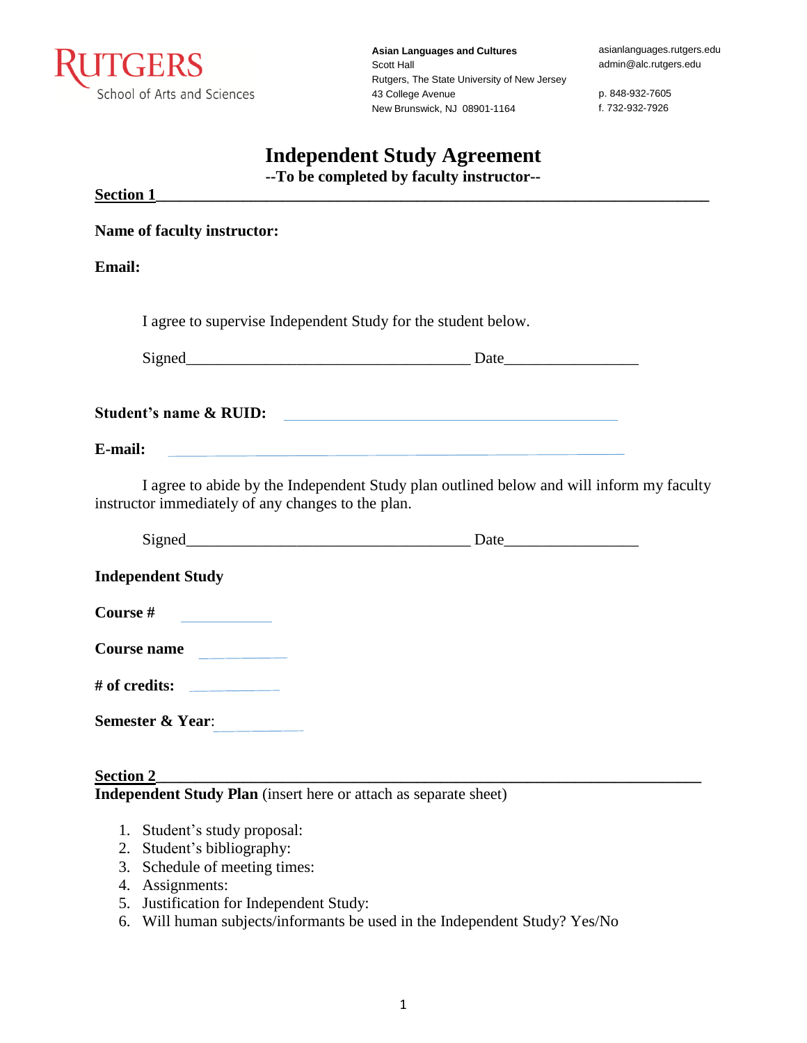RUTGERS
School of Arts and Sciences

**Asian Languages and Cultures**
Scott Hall
Rutgers, The State University of New Jersey
43 College Avenue
New Brunswick, NJ 08901-1164

asianlanguages.rutgers.edu
admin@alc.rutgers.edu

p. 848-932-7605
f. 732-932-7926

# Independent Study Agreement

**--To be completed by faculty instructor--**

**Section 1**

**Name of faculty instructor:**

**Email:**

I agree to supervise Independent Study for the student below.

Signed____________________________________ Date_________________

**Student's name & RUID:** ____________________________________________

**E-mail:** ____________________________________________

I agree to abide by the Independent Study plan outlined below and will inform my faculty instructor immediately of any changes to the plan.

Signed____________________________________ Date_________________

**Independent Study**

**Course #** ____________

**Course name** ____________

**# of credits:** ____________

**Semester & Year**: ____________

**Section 2**

**Independent Study Plan** (insert here or attach as separate sheet)

1. Student's study proposal:
2. Student's bibliography:
3. Schedule of meeting times:
4. Assignments:
5. Justification for Independent Study:
6. Will human subjects/informants be used in the Independent Study? Yes/No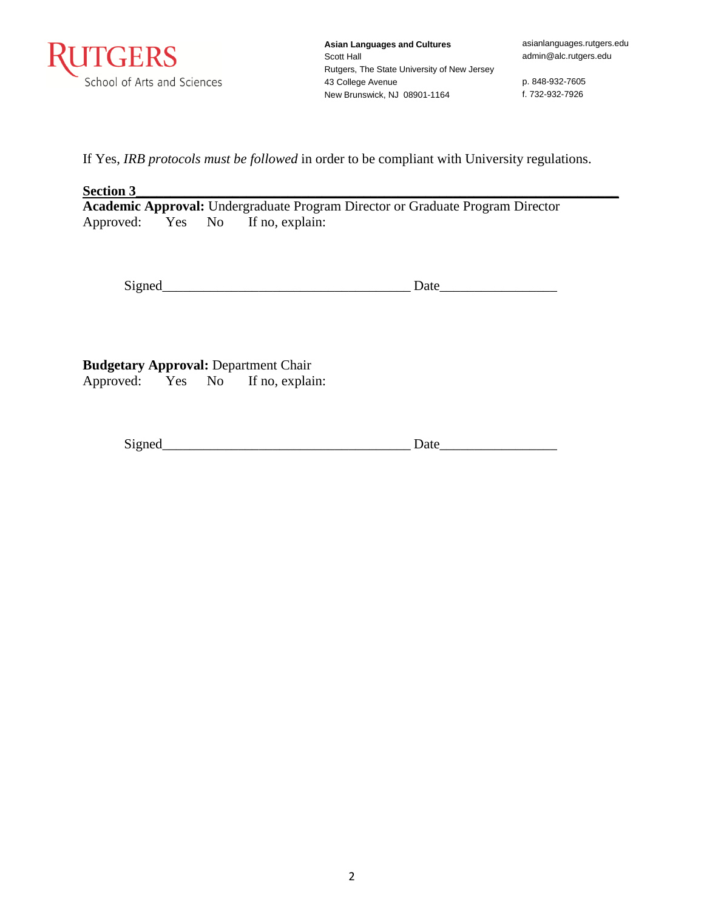**Asian Languages and Cultures**
Scott Hall
Rutgers, The State University of New Jersey
43 College Avenue
New Brunswick, NJ 08901-1164

asianlanguages.rutgers.edu
admin@alc.rutgers.edu

p. 848-932-7605
f. 732-932-7926

If Yes, *IRB protocols must be followed* in order to be compliant with University regulations.

**Section 3**

**Academic Approval:** Undergraduate Program Director or Graduate Program Director
Approved: Yes No If no, explain:

Signed___________________________________ Date________________

**Budgetary Approval:** Department Chair
Approved: Yes No If no, explain:

Signed___________________________________ Date________________